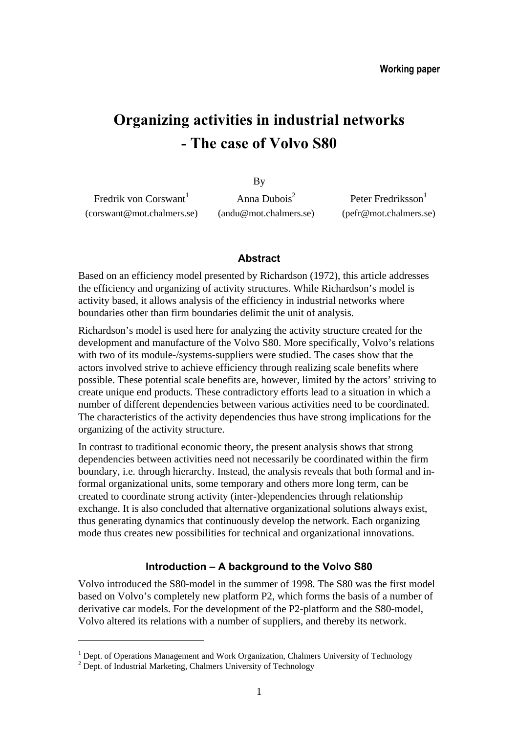**Working paper**

# Organizing activities in industrial networks - The case of Volvo S80

By

Fredrik von Corswant[1] (corswant@mot.chalmers.se)

Anna Dubois[2] (andu@mot.chalmers.se)

Peter Fredriksson[1] (pefr@mot.chalmers.se)

## Abstract

Based on an efficiency model presented by Richardson (1972), this article addresses the efficiency and organizing of activity structures. While Richardson's model is activity based, it allows analysis of the efficiency in industrial networks where boundaries other than firm boundaries delimit the unit of analysis.

Richardson's model is used here for analyzing the activity structure created for the development and manufacture of the Volvo S80. More specifically, Volvo's relations with two of its module-/systems-suppliers were studied. The cases show that the actors involved strive to achieve efficiency through realizing scale benefits where possible. These potential scale benefits are, however, limited by the actors' striving to create unique end products. These contradictory efforts lead to a situation in which a number of different dependencies between various activities need to be coordinated. The characteristics of the activity dependencies thus have strong implications for the organizing of the activity structure.

In contrast to traditional economic theory, the present analysis shows that strong dependencies between activities need not necessarily be coordinated within the firm boundary, i.e. through hierarchy. Instead, the analysis reveals that both formal and in-formal organizational units, some temporary and others more long term, can be created to coordinate strong activity (inter-)dependencies through relationship exchange. It is also concluded that alternative organizational solutions always exist, thus generating dynamics that continuously develop the network. Each organizing mode thus creates new possibilities for technical and organizational innovations.

## Introduction – A background to the Volvo S80

Volvo introduced the S80-model in the summer of 1998. The S80 was the first model based on Volvo's completely new platform P2, which forms the basis of a number of derivative car models. For the development of the P2-platform and the S80-model, Volvo altered its relations with a number of suppliers, and thereby its network.

---

[1] Dept. of Operations Management and Work Organization, Chalmers University of Technology

[2] Dept. of Industrial Marketing, Chalmers University of Technology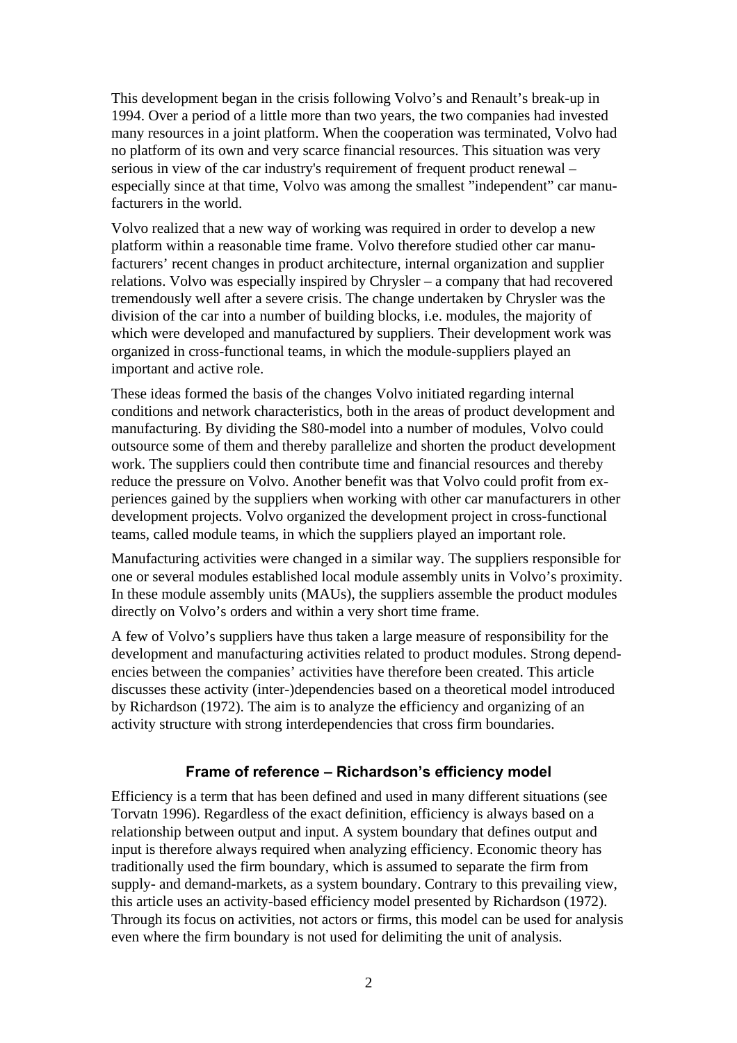This development began in the crisis following Volvo's and Renault's break-up in 1994. Over a period of a little more than two years, the two companies had invested many resources in a joint platform. When the cooperation was terminated, Volvo had no platform of its own and very scarce financial resources. This situation was very serious in view of the car industry's requirement of frequent product renewal – especially since at that time, Volvo was among the smallest "independent" car manufacturers in the world.

Volvo realized that a new way of working was required in order to develop a new platform within a reasonable time frame. Volvo therefore studied other car manufacturers' recent changes in product architecture, internal organization and supplier relations. Volvo was especially inspired by Chrysler – a company that had recovered tremendously well after a severe crisis. The change undertaken by Chrysler was the division of the car into a number of building blocks, i.e. modules, the majority of which were developed and manufactured by suppliers. Their development work was organized in cross-functional teams, in which the module-suppliers played an important and active role.

These ideas formed the basis of the changes Volvo initiated regarding internal conditions and network characteristics, both in the areas of product development and manufacturing. By dividing the S80-model into a number of modules, Volvo could outsource some of them and thereby parallelize and shorten the product development work. The suppliers could then contribute time and financial resources and thereby reduce the pressure on Volvo. Another benefit was that Volvo could profit from experiences gained by the suppliers when working with other car manufacturers in other development projects. Volvo organized the development project in cross-functional teams, called module teams, in which the suppliers played an important role.

Manufacturing activities were changed in a similar way. The suppliers responsible for one or several modules established local module assembly units in Volvo's proximity. In these module assembly units (MAUs), the suppliers assemble the product modules directly on Volvo's orders and within a very short time frame.

A few of Volvo's suppliers have thus taken a large measure of responsibility for the development and manufacturing activities related to product modules. Strong dependencies between the companies' activities have therefore been created. This article discusses these activity (inter-)dependencies based on a theoretical model introduced by Richardson (1972). The aim is to analyze the efficiency and organizing of an activity structure with strong interdependencies that cross firm boundaries.

## Frame of reference – Richardson's efficiency model

Efficiency is a term that has been defined and used in many different situations (see Torvatn 1996). Regardless of the exact definition, efficiency is always based on a relationship between output and input. A system boundary that defines output and input is therefore always required when analyzing efficiency. Economic theory has traditionally used the firm boundary, which is assumed to separate the firm from supply- and demand-markets, as a system boundary. Contrary to this prevailing view, this article uses an activity-based efficiency model presented by Richardson (1972). Through its focus on activities, not actors or firms, this model can be used for analysis even where the firm boundary is not used for delimiting the unit of analysis.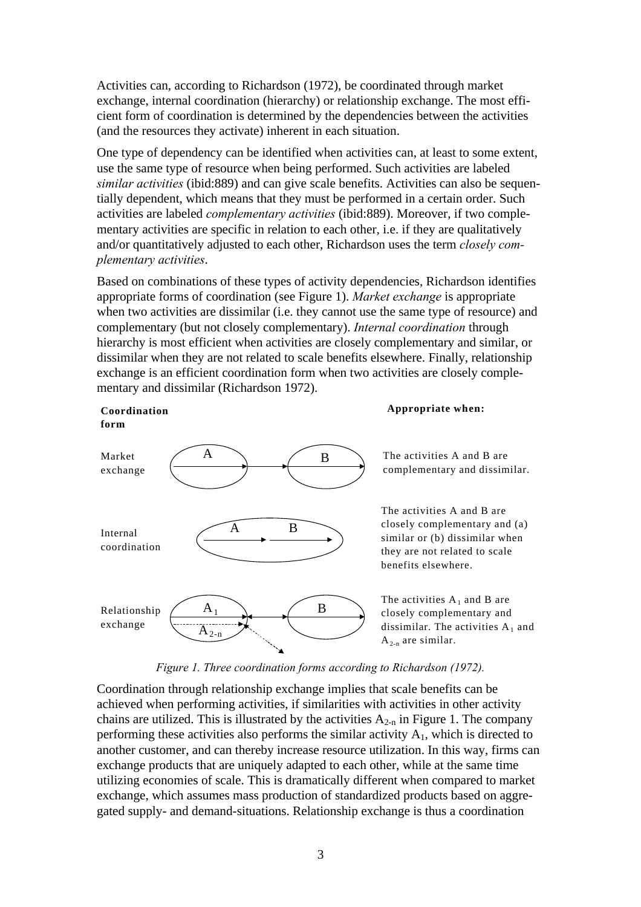Activities can, according to Richardson (1972), be coordinated through market exchange, internal coordination (hierarchy) or relationship exchange. The most efficient form of coordination is determined by the dependencies between the activities (and the resources they activate) inherent in each situation.

One type of dependency can be identified when activities can, at least to some extent, use the same type of resource when being performed. Such activities are labeled *similar activities* (ibid:889) and can give scale benefits. Activities can also be sequentially dependent, which means that they must be performed in a certain order. Such activities are labeled *complementary activities* (ibid:889). Moreover, if two complementary activities are specific in relation to each other, i.e. if they are qualitatively and/or quantitatively adjusted to each other, Richardson uses the term *closely complementary activities*.

Based on combinations of these types of activity dependencies, Richardson identifies appropriate forms of coordination (see Figure 1). *Market exchange* is appropriate when two activities are dissimilar (i.e. they cannot use the same type of resource) and complementary (but not closely complementary). *Internal coordination* through hierarchy is most efficient when activities are closely complementary and similar, or dissimilar when they are not related to scale benefits elsewhere. Finally, relationship exchange is an efficient coordination form when two activities are closely complementary and dissimilar (Richardson 1972).

| Coordination form | | Appropriate when: |
|---|---|---|
| Market exchange | A → B | The activities A and B are complementary and dissimilar. |
| Internal coordination | A → B | The activities A and B are closely complementary and (a) similar or (b) dissimilar when they are not related to scale benefits elsewhere. |
| Relationship exchange | $A_1$, $A_{2-n}$ ↔ B | The activities $A_1$ and B are closely complementary and dissimilar. The activities $A_1$ and $A_{2-n}$ are similar. |

*Figure 1. Three coordination forms according to Richardson (1972).*

Coordination through relationship exchange implies that scale benefits can be achieved when performing activities, if similarities with activities in other activity chains are utilized. This is illustrated by the activities $A_{2-n}$ in Figure 1. The company performing these activities also performs the similar activity $A_1$, which is directed to another customer, and can thereby increase resource utilization. In this way, firms can exchange products that are uniquely adapted to each other, while at the same time utilizing economies of scale. This is dramatically different when compared to market exchange, which assumes mass production of standardized products based on aggregated supply- and demand-situations. Relationship exchange is thus a coordination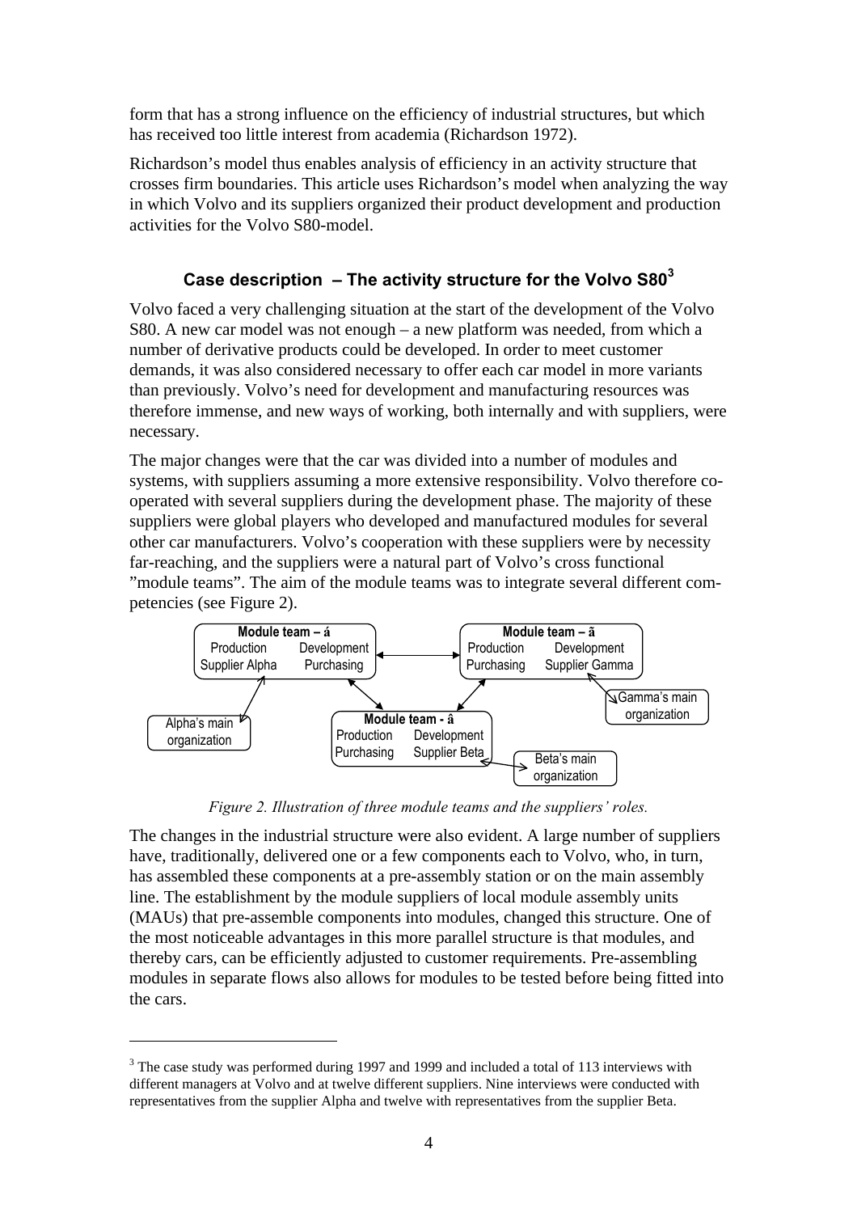form that has a strong influence on the efficiency of industrial structures, but which has received too little interest from academia (Richardson 1972).

Richardson's model thus enables analysis of efficiency in an activity structure that crosses firm boundaries. This article uses Richardson's model when analyzing the way in which Volvo and its suppliers organized their product development and production activities for the Volvo S80-model.

## Case description – The activity structure for the Volvo S80[3]

Volvo faced a very challenging situation at the start of the development of the Volvo S80. A new car model was not enough – a new platform was needed, from which a number of derivative products could be developed. In order to meet customer demands, it was also considered necessary to offer each car model in more variants than previously. Volvo's need for development and manufacturing resources was therefore immense, and new ways of working, both internally and with suppliers, were necessary.

The major changes were that the car was divided into a number of modules and systems, with suppliers assuming a more extensive responsibility. Volvo therefore co-operated with several suppliers during the development phase. The majority of these suppliers were global players who developed and manufactured modules for several other car manufacturers. Volvo's cooperation with these suppliers were by necessity far-reaching, and the suppliers were a natural part of Volvo's cross functional "module teams". The aim of the module teams was to integrate several different competencies (see Figure 2).

*Figure 2. Illustration of three module teams and the suppliers' roles.*

The changes in the industrial structure were also evident. A large number of suppliers have, traditionally, delivered one or a few components each to Volvo, who, in turn, has assembled these components at a pre-assembly station or on the main assembly line. The establishment by the module suppliers of local module assembly units (MAUs) that pre-assemble components into modules, changed this structure. One of the most noticeable advantages in this more parallel structure is that modules, and thereby cars, can be efficiently adjusted to customer requirements. Pre-assembling modules in separate flows also allows for modules to be tested before being fitted into the cars.

[3] The case study was performed during 1997 and 1999 and included a total of 113 interviews with different managers at Volvo and at twelve different suppliers. Nine interviews were conducted with representatives from the supplier Alpha and twelve with representatives from the supplier Beta.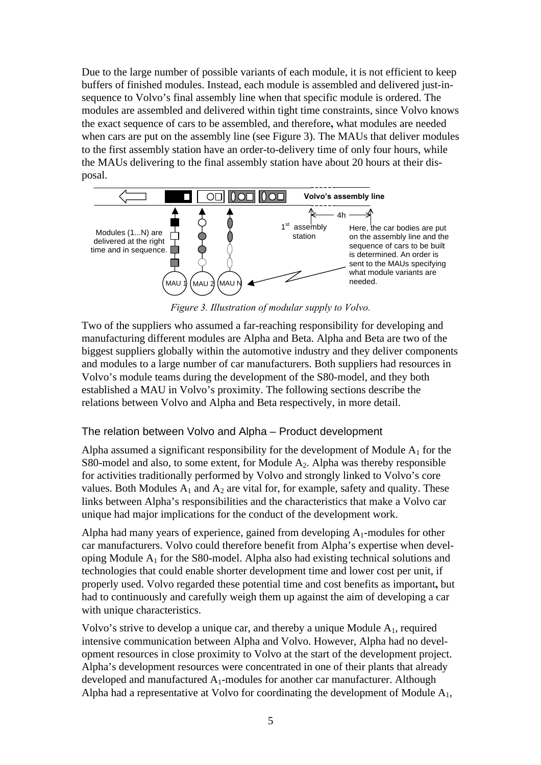Due to the large number of possible variants of each module, it is not efficient to keep buffers of finished modules. Instead, each module is assembled and delivered just-in-sequence to Volvo's final assembly line when that specific module is ordered. The modules are assembled and delivered within tight time constraints, since Volvo knows the exact sequence of cars to be assembled, and therefore**,** what modules are needed when cars are put on the assembly line (see Figure 3). The MAUs that deliver modules to the first assembly station have an order-to-delivery time of only four hours, while the MAUs delivering to the final assembly station have about 20 hours at their disposal.

Volvo's assembly line

Modules (1...N) are delivered at the right time and in sequence.

MAU 1 MAU 2 MAU N

1st assembly station

4h

Here, the car bodies are put on the assembly line and the sequence of cars to be built is determined. An order is sent to the MAUs specifying what module variants are needed.

*Figure 3. Illustration of modular supply to Volvo.*

Two of the suppliers who assumed a far-reaching responsibility for developing and manufacturing different modules are Alpha and Beta. Alpha and Beta are two of the biggest suppliers globally within the automotive industry and they deliver components and modules to a large number of car manufacturers. Both suppliers had resources in Volvo's module teams during the development of the S80-model, and they both established a MAU in Volvo's proximity. The following sections describe the relations between Volvo and Alpha and Beta respectively, in more detail.

## The relation between Volvo and Alpha – Product development

Alpha assumed a significant responsibility for the development of Module $A_1$ for the S80-model and also, to some extent, for Module $A_2$. Alpha was thereby responsible for activities traditionally performed by Volvo and strongly linked to Volvo's core values. Both Modules $A_1$ and $A_2$ are vital for, for example, safety and quality. These links between Alpha's responsibilities and the characteristics that make a Volvo car unique had major implications for the conduct of the development work.

Alpha had many years of experience, gained from developing $A_1$-modules for other car manufacturers. Volvo could therefore benefit from Alpha's expertise when developing Module $A_1$ for the S80-model. Alpha also had existing technical solutions and technologies that could enable shorter development time and lower cost per unit, if properly used. Volvo regarded these potential time and cost benefits as important**,** but had to continuously and carefully weigh them up against the aim of developing a car with unique characteristics.

Volvo's strive to develop a unique car, and thereby a unique Module $A_1$, required intensive communication between Alpha and Volvo. However, Alpha had no development resources in close proximity to Volvo at the start of the development project. Alpha's development resources were concentrated in one of their plants that already developed and manufactured $A_1$-modules for another car manufacturer. Although Alpha had a representative at Volvo for coordinating the development of Module $A_1$,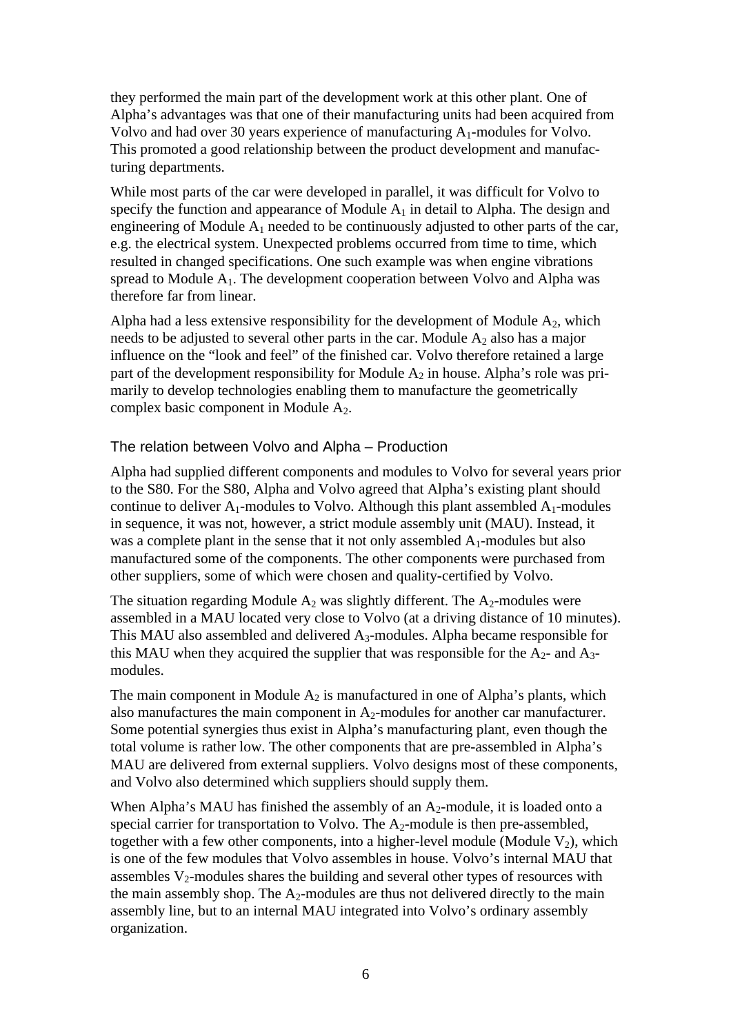they performed the main part of the development work at this other plant. One of Alpha's advantages was that one of their manufacturing units had been acquired from Volvo and had over 30 years experience of manufacturing $A_1$-modules for Volvo. This promoted a good relationship between the product development and manufacturing departments.

While most parts of the car were developed in parallel, it was difficult for Volvo to specify the function and appearance of Module $A_1$ in detail to Alpha. The design and engineering of Module $A_1$ needed to be continuously adjusted to other parts of the car, e.g. the electrical system. Unexpected problems occurred from time to time, which resulted in changed specifications. One such example was when engine vibrations spread to Module $A_1$. The development cooperation between Volvo and Alpha was therefore far from linear.

Alpha had a less extensive responsibility for the development of Module $A_2$, which needs to be adjusted to several other parts in the car. Module $A_2$ also has a major influence on the "look and feel" of the finished car. Volvo therefore retained a large part of the development responsibility for Module $A_2$ in house. Alpha's role was primarily to develop technologies enabling them to manufacture the geometrically complex basic component in Module $A_2$.

### The relation between Volvo and Alpha – Production

Alpha had supplied different components and modules to Volvo for several years prior to the S80. For the S80, Alpha and Volvo agreed that Alpha's existing plant should continue to deliver $A_1$-modules to Volvo. Although this plant assembled $A_1$-modules in sequence, it was not, however, a strict module assembly unit (MAU). Instead, it was a complete plant in the sense that it not only assembled $A_1$-modules but also manufactured some of the components. The other components were purchased from other suppliers, some of which were chosen and quality-certified by Volvo.

The situation regarding Module $A_2$ was slightly different. The $A_2$-modules were assembled in a MAU located very close to Volvo (at a driving distance of 10 minutes). This MAU also assembled and delivered $A_3$-modules. Alpha became responsible for this MAU when they acquired the supplier that was responsible for the $A_2$- and $A_3$-modules.

The main component in Module $A_2$ is manufactured in one of Alpha's plants, which also manufactures the main component in $A_2$-modules for another car manufacturer. Some potential synergies thus exist in Alpha's manufacturing plant, even though the total volume is rather low. The other components that are pre-assembled in Alpha's MAU are delivered from external suppliers. Volvo designs most of these components, and Volvo also determined which suppliers should supply them.

When Alpha's MAU has finished the assembly of an $A_2$-module, it is loaded onto a special carrier for transportation to Volvo. The $A_2$-module is then pre-assembled, together with a few other components, into a higher-level module (Module $V_2$), which is one of the few modules that Volvo assembles in house. Volvo's internal MAU that assembles $V_2$-modules shares the building and several other types of resources with the main assembly shop. The $A_2$-modules are thus not delivered directly to the main assembly line, but to an internal MAU integrated into Volvo's ordinary assembly organization.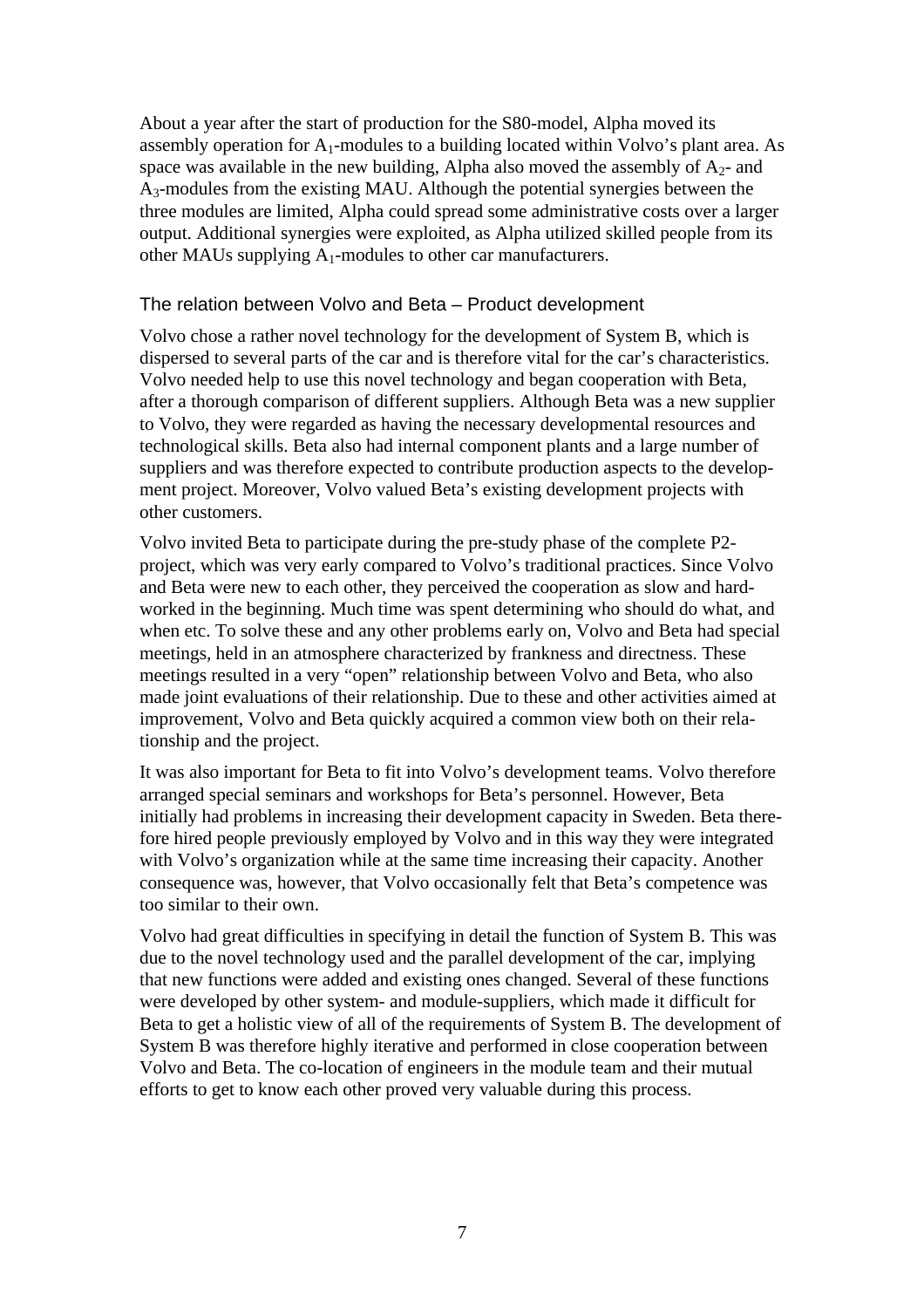About a year after the start of production for the S80-model, Alpha moved its assembly operation for $A_1$-modules to a building located within Volvo's plant area. As space was available in the new building, Alpha also moved the assembly of $A_2$- and $A_3$-modules from the existing MAU. Although the potential synergies between the three modules are limited, Alpha could spread some administrative costs over a larger output. Additional synergies were exploited, as Alpha utilized skilled people from its other MAUs supplying $A_1$-modules to other car manufacturers.

### The relation between Volvo and Beta – Product development

Volvo chose a rather novel technology for the development of System B, which is dispersed to several parts of the car and is therefore vital for the car's characteristics. Volvo needed help to use this novel technology and began cooperation with Beta, after a thorough comparison of different suppliers. Although Beta was a new supplier to Volvo, they were regarded as having the necessary developmental resources and technological skills. Beta also had internal component plants and a large number of suppliers and was therefore expected to contribute production aspects to the development project. Moreover, Volvo valued Beta's existing development projects with other customers.

Volvo invited Beta to participate during the pre-study phase of the complete P2-project, which was very early compared to Volvo's traditional practices. Since Volvo and Beta were new to each other, they perceived the cooperation as slow and hard-worked in the beginning. Much time was spent determining who should do what, and when etc. To solve these and any other problems early on, Volvo and Beta had special meetings, held in an atmosphere characterized by frankness and directness. These meetings resulted in a very "open" relationship between Volvo and Beta, who also made joint evaluations of their relationship. Due to these and other activities aimed at improvement, Volvo and Beta quickly acquired a common view both on their relationship and the project.

It was also important for Beta to fit into Volvo's development teams. Volvo therefore arranged special seminars and workshops for Beta's personnel. However, Beta initially had problems in increasing their development capacity in Sweden. Beta therefore hired people previously employed by Volvo and in this way they were integrated with Volvo's organization while at the same time increasing their capacity. Another consequence was, however, that Volvo occasionally felt that Beta's competence was too similar to their own.

Volvo had great difficulties in specifying in detail the function of System B. This was due to the novel technology used and the parallel development of the car, implying that new functions were added and existing ones changed. Several of these functions were developed by other system- and module-suppliers, which made it difficult for Beta to get a holistic view of all of the requirements of System B. The development of System B was therefore highly iterative and performed in close cooperation between Volvo and Beta. The co-location of engineers in the module team and their mutual efforts to get to know each other proved very valuable during this process.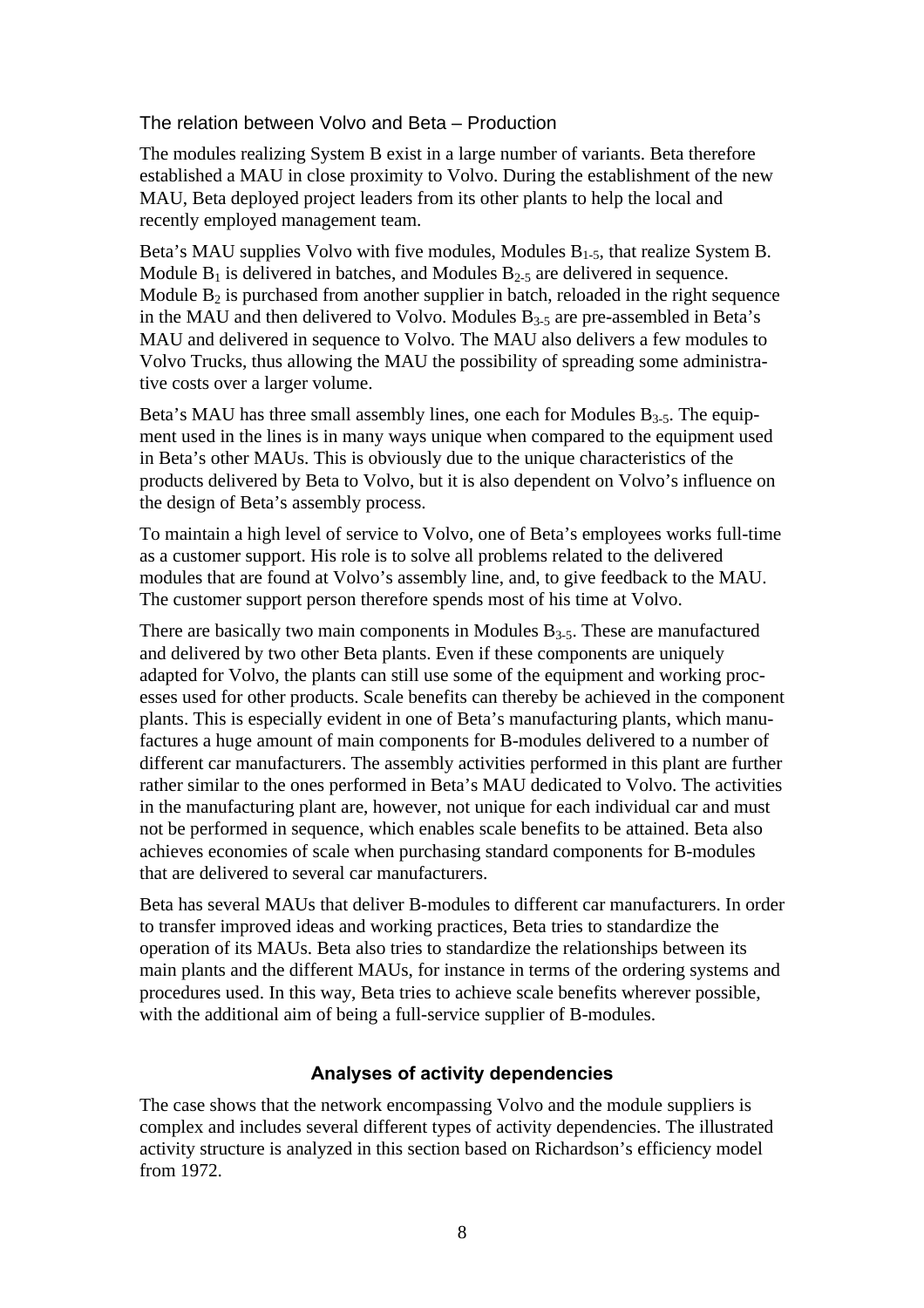### The relation between Volvo and Beta – Production

The modules realizing System B exist in a large number of variants. Beta therefore established a MAU in close proximity to Volvo. During the establishment of the new MAU, Beta deployed project leaders from its other plants to help the local and recently employed management team.

Beta's MAU supplies Volvo with five modules, Modules $B_{1-5}$, that realize System B. Module $B_1$ is delivered in batches, and Modules $B_{2-5}$ are delivered in sequence. Module $B_2$ is purchased from another supplier in batch, reloaded in the right sequence in the MAU and then delivered to Volvo. Modules $B_{3-5}$ are pre-assembled in Beta's MAU and delivered in sequence to Volvo. The MAU also delivers a few modules to Volvo Trucks, thus allowing the MAU the possibility of spreading some administrative costs over a larger volume.

Beta's MAU has three small assembly lines, one each for Modules $B_{3-5}$. The equipment used in the lines is in many ways unique when compared to the equipment used in Beta's other MAUs. This is obviously due to the unique characteristics of the products delivered by Beta to Volvo, but it is also dependent on Volvo's influence on the design of Beta's assembly process.

To maintain a high level of service to Volvo, one of Beta's employees works full-time as a customer support. His role is to solve all problems related to the delivered modules that are found at Volvo's assembly line, and, to give feedback to the MAU. The customer support person therefore spends most of his time at Volvo.

There are basically two main components in Modules $B_{3-5}$. These are manufactured and delivered by two other Beta plants. Even if these components are uniquely adapted for Volvo, the plants can still use some of the equipment and working processes used for other products. Scale benefits can thereby be achieved in the component plants. This is especially evident in one of Beta's manufacturing plants, which manufactures a huge amount of main components for B-modules delivered to a number of different car manufacturers. The assembly activities performed in this plant are further rather similar to the ones performed in Beta's MAU dedicated to Volvo. The activities in the manufacturing plant are, however, not unique for each individual car and must not be performed in sequence, which enables scale benefits to be attained. Beta also achieves economies of scale when purchasing standard components for B-modules that are delivered to several car manufacturers.

Beta has several MAUs that deliver B-modules to different car manufacturers. In order to transfer improved ideas and working practices, Beta tries to standardize the operation of its MAUs. Beta also tries to standardize the relationships between its main plants and the different MAUs, for instance in terms of the ordering systems and procedures used. In this way, Beta tries to achieve scale benefits wherever possible, with the additional aim of being a full-service supplier of B-modules.

## Analyses of activity dependencies

The case shows that the network encompassing Volvo and the module suppliers is complex and includes several different types of activity dependencies. The illustrated activity structure is analyzed in this section based on Richardson's efficiency model from 1972.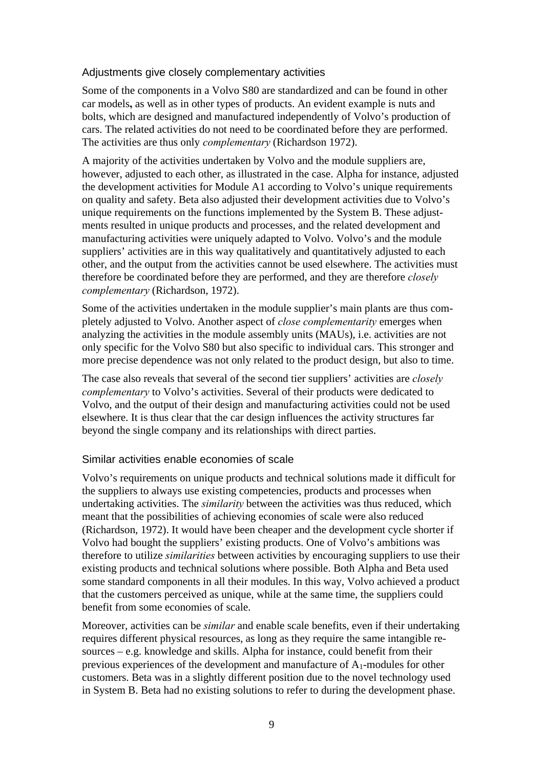### Adjustments give closely complementary activities

Some of the components in a Volvo S80 are standardized and can be found in other car models**,** as well as in other types of products. An evident example is nuts and bolts, which are designed and manufactured independently of Volvo's production of cars. The related activities do not need to be coordinated before they are performed. The activities are thus only *complementary* (Richardson 1972).

A majority of the activities undertaken by Volvo and the module suppliers are, however, adjusted to each other, as illustrated in the case. Alpha for instance, adjusted the development activities for Module A1 according to Volvo's unique requirements on quality and safety. Beta also adjusted their development activities due to Volvo's unique requirements on the functions implemented by the System B. These adjustments resulted in unique products and processes, and the related development and manufacturing activities were uniquely adapted to Volvo. Volvo's and the module suppliers' activities are in this way qualitatively and quantitatively adjusted to each other, and the output from the activities cannot be used elsewhere. The activities must therefore be coordinated before they are performed, and they are therefore *closely complementary* (Richardson, 1972).

Some of the activities undertaken in the module supplier's main plants are thus completely adjusted to Volvo. Another aspect of *close complementarity* emerges when analyzing the activities in the module assembly units (MAUs), i.e. activities are not only specific for the Volvo S80 but also specific to individual cars. This stronger and more precise dependence was not only related to the product design, but also to time.

The case also reveals that several of the second tier suppliers' activities are *closely complementary* to Volvo's activities. Several of their products were dedicated to Volvo, and the output of their design and manufacturing activities could not be used elsewhere. It is thus clear that the car design influences the activity structures far beyond the single company and its relationships with direct parties.

### Similar activities enable economies of scale

Volvo's requirements on unique products and technical solutions made it difficult for the suppliers to always use existing competencies, products and processes when undertaking activities. The *similarity* between the activities was thus reduced, which meant that the possibilities of achieving economies of scale were also reduced (Richardson, 1972). It would have been cheaper and the development cycle shorter if Volvo had bought the suppliers' existing products. One of Volvo's ambitions was therefore to utilize *similarities* between activities by encouraging suppliers to use their existing products and technical solutions where possible. Both Alpha and Beta used some standard components in all their modules. In this way, Volvo achieved a product that the customers perceived as unique, while at the same time, the suppliers could benefit from some economies of scale.

Moreover, activities can be *similar* and enable scale benefits, even if their undertaking requires different physical resources, as long as they require the same intangible resources – e.g. knowledge and skills. Alpha for instance, could benefit from their previous experiences of the development and manufacture of $A_1$-modules for other customers. Beta was in a slightly different position due to the novel technology used in System B. Beta had no existing solutions to refer to during the development phase.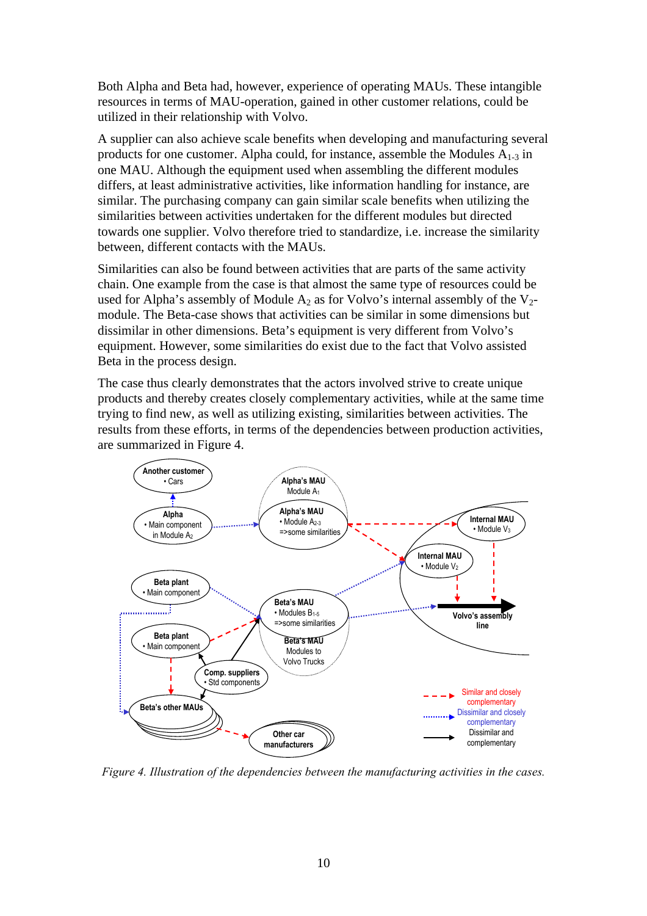Both Alpha and Beta had, however, experience of operating MAUs. These intangible resources in terms of MAU-operation, gained in other customer relations, could be utilized in their relationship with Volvo.

A supplier can also achieve scale benefits when developing and manufacturing several products for one customer. Alpha could, for instance, assemble the Modules $A_{1\text{-}3}$ in one MAU. Although the equipment used when assembling the different modules differs, at least administrative activities, like information handling for instance, are similar. The purchasing company can gain similar scale benefits when utilizing the similarities between activities undertaken for the different modules but directed towards one supplier. Volvo therefore tried to standardize, i.e. increase the similarity between, different contacts with the MAUs.

Similarities can also be found between activities that are parts of the same activity chain. One example from the case is that almost the same type of resources could be used for Alpha's assembly of Module $A_2$ as for Volvo's internal assembly of the $V_2$-module. The Beta-case shows that activities can be similar in some dimensions but dissimilar in other dimensions. Beta's equipment is very different from Volvo's equipment. However, some similarities do exist due to the fact that Volvo assisted Beta in the process design.

The case thus clearly demonstrates that the actors involved strive to create unique products and thereby creates closely complementary activities, while at the same time trying to find new, as well as utilizing existing, similarities between activities. The results from these efforts, in terms of the dependencies between production activities, are summarized in Figure 4.

*Figure 4. Illustration of the dependencies between the manufacturing activities in the cases.*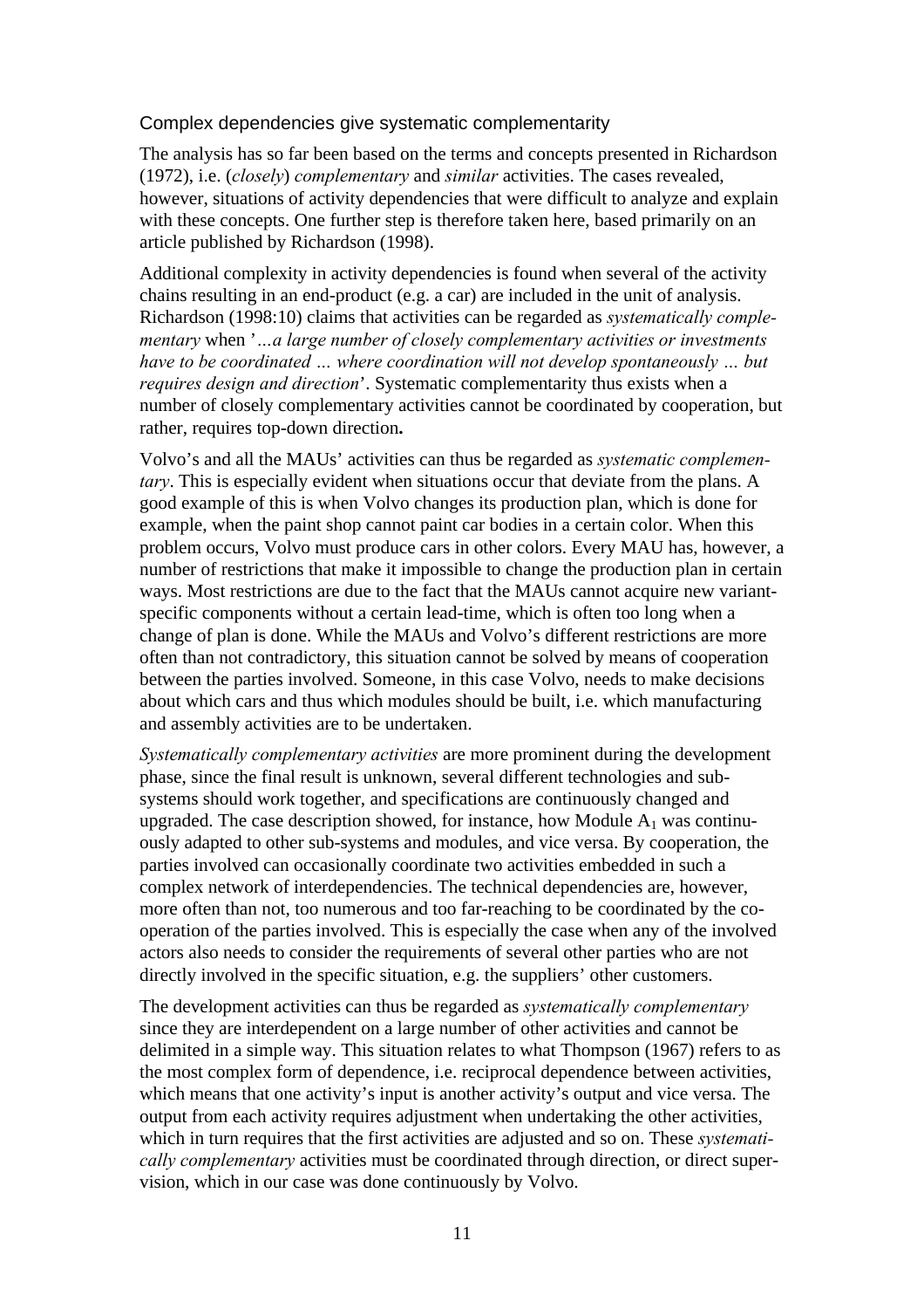### Complex dependencies give systematic complementarity

The analysis has so far been based on the terms and concepts presented in Richardson (1972), i.e. (*closely*) *complementary* and *similar* activities. The cases revealed, however, situations of activity dependencies that were difficult to analyze and explain with these concepts. One further step is therefore taken here, based primarily on an article published by Richardson (1998).

Additional complexity in activity dependencies is found when several of the activity chains resulting in an end-product (e.g. a car) are included in the unit of analysis. Richardson (1998:10) claims that activities can be regarded as *systematically complementary* when '*…a large number of closely complementary activities or investments have to be coordinated … where coordination will not develop spontaneously … but requires design and direction*'. Systematic complementarity thus exists when a number of closely complementary activities cannot be coordinated by cooperation, but rather, requires top-down direction**.**

Volvo's and all the MAUs' activities can thus be regarded as *systematic complementary*. This is especially evident when situations occur that deviate from the plans. A good example of this is when Volvo changes its production plan, which is done for example, when the paint shop cannot paint car bodies in a certain color. When this problem occurs, Volvo must produce cars in other colors. Every MAU has, however, a number of restrictions that make it impossible to change the production plan in certain ways. Most restrictions are due to the fact that the MAUs cannot acquire new variant-specific components without a certain lead-time, which is often too long when a change of plan is done. While the MAUs and Volvo's different restrictions are more often than not contradictory, this situation cannot be solved by means of cooperation between the parties involved. Someone, in this case Volvo, needs to make decisions about which cars and thus which modules should be built, i.e. which manufacturing and assembly activities are to be undertaken.

*Systematically complementary activities* are more prominent during the development phase, since the final result is unknown, several different technologies and sub-systems should work together, and specifications are continuously changed and upgraded. The case description showed, for instance, how Module $A_1$ was continuously adapted to other sub-systems and modules, and vice versa. By cooperation, the parties involved can occasionally coordinate two activities embedded in such a complex network of interdependencies. The technical dependencies are, however, more often than not, too numerous and too far-reaching to be coordinated by the co-operation of the parties involved. This is especially the case when any of the involved actors also needs to consider the requirements of several other parties who are not directly involved in the specific situation, e.g. the suppliers' other customers.

The development activities can thus be regarded as *systematically complementary* since they are interdependent on a large number of other activities and cannot be delimited in a simple way. This situation relates to what Thompson (1967) refers to as the most complex form of dependence, i.e. reciprocal dependence between activities, which means that one activity's input is another activity's output and vice versa. The output from each activity requires adjustment when undertaking the other activities, which in turn requires that the first activities are adjusted and so on. These *systematically complementary* activities must be coordinated through direction, or direct supervision, which in our case was done continuously by Volvo.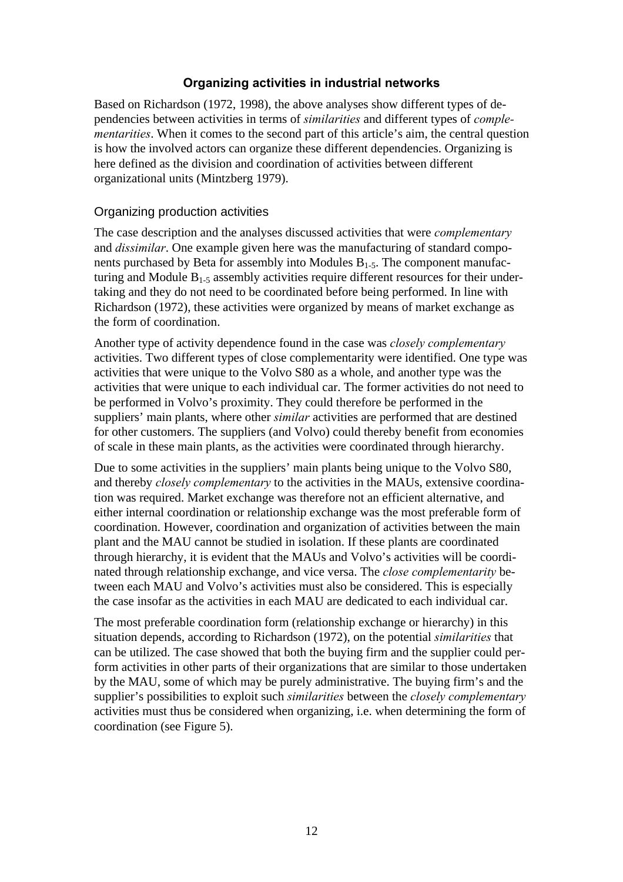## Organizing activities in industrial networks

Based on Richardson (1972, 1998), the above analyses show different types of dependencies between activities in terms of *similarities* and different types of *complementarities*. When it comes to the second part of this article's aim, the central question is how the involved actors can organize these different dependencies. Organizing is here defined as the division and coordination of activities between different organizational units (Mintzberg 1979).

### Organizing production activities

The case description and the analyses discussed activities that were *complementary* and *dissimilar*. One example given here was the manufacturing of standard components purchased by Beta for assembly into Modules $B_{1\text{-}5}$. The component manufacturing and Module $B_{1\text{-}5}$ assembly activities require different resources for their undertaking and they do not need to be coordinated before being performed. In line with Richardson (1972), these activities were organized by means of market exchange as the form of coordination.

Another type of activity dependence found in the case was *closely complementary* activities. Two different types of close complementarity were identified. One type was activities that were unique to the Volvo S80 as a whole, and another type was the activities that were unique to each individual car. The former activities do not need to be performed in Volvo's proximity. They could therefore be performed in the suppliers' main plants, where other *similar* activities are performed that are destined for other customers. The suppliers (and Volvo) could thereby benefit from economies of scale in these main plants, as the activities were coordinated through hierarchy.

Due to some activities in the suppliers' main plants being unique to the Volvo S80, and thereby *closely complementary* to the activities in the MAUs, extensive coordination was required. Market exchange was therefore not an efficient alternative, and either internal coordination or relationship exchange was the most preferable form of coordination. However, coordination and organization of activities between the main plant and the MAU cannot be studied in isolation. If these plants are coordinated through hierarchy, it is evident that the MAUs and Volvo's activities will be coordinated through relationship exchange, and vice versa. The *close complementarity* between each MAU and Volvo's activities must also be considered. This is especially the case insofar as the activities in each MAU are dedicated to each individual car.

The most preferable coordination form (relationship exchange or hierarchy) in this situation depends, according to Richardson (1972), on the potential *similarities* that can be utilized. The case showed that both the buying firm and the supplier could perform activities in other parts of their organizations that are similar to those undertaken by the MAU, some of which may be purely administrative. The buying firm's and the supplier's possibilities to exploit such *similarities* between the *closely complementary* activities must thus be considered when organizing, i.e. when determining the form of coordination (see Figure 5).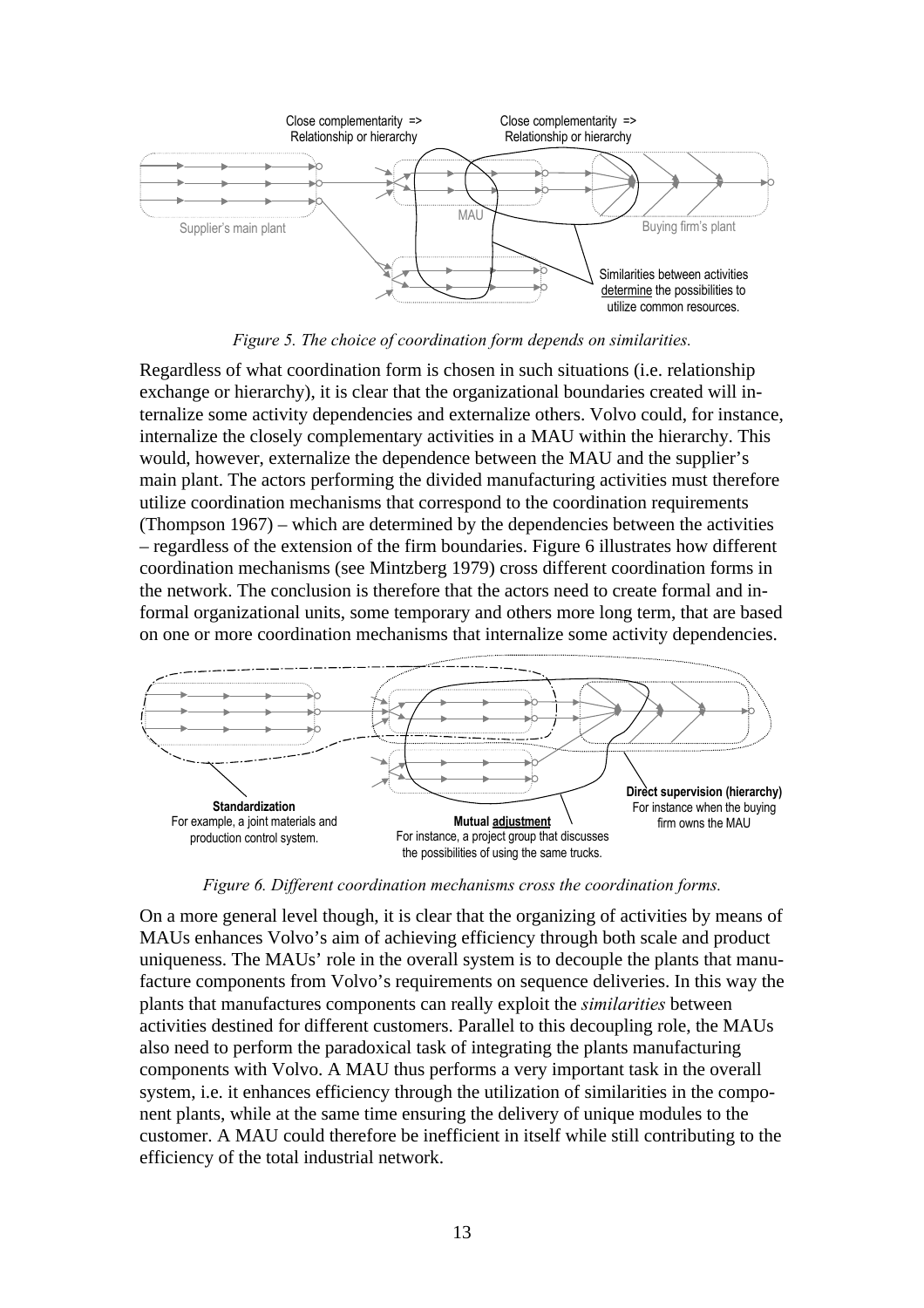*Figure 5. The choice of coordination form depends on similarities.*

Regardless of what coordination form is chosen in such situations (i.e. relationship exchange or hierarchy), it is clear that the organizational boundaries created will internalize some activity dependencies and externalize others. Volvo could, for instance, internalize the closely complementary activities in a MAU within the hierarchy. This would, however, externalize the dependence between the MAU and the supplier's main plant. The actors performing the divided manufacturing activities must therefore utilize coordination mechanisms that correspond to the coordination requirements (Thompson 1967) – which are determined by the dependencies between the activities – regardless of the extension of the firm boundaries. Figure 6 illustrates how different coordination mechanisms (see Mintzberg 1979) cross different coordination forms in the network. The conclusion is therefore that the actors need to create formal and informal organizational units, some temporary and others more long term, that are based on one or more coordination mechanisms that internalize some activity dependencies.

*Figure 6. Different coordination mechanisms cross the coordination forms.*

On a more general level though, it is clear that the organizing of activities by means of MAUs enhances Volvo's aim of achieving efficiency through both scale and product uniqueness. The MAUs' role in the overall system is to decouple the plants that manufacture components from Volvo's requirements on sequence deliveries. In this way the plants that manufactures components can really exploit the *similarities* between activities destined for different customers. Parallel to this decoupling role, the MAUs also need to perform the paradoxical task of integrating the plants manufacturing components with Volvo. A MAU thus performs a very important task in the overall system, i.e. it enhances efficiency through the utilization of similarities in the component plants, while at the same time ensuring the delivery of unique modules to the customer. A MAU could therefore be inefficient in itself while still contributing to the efficiency of the total industrial network.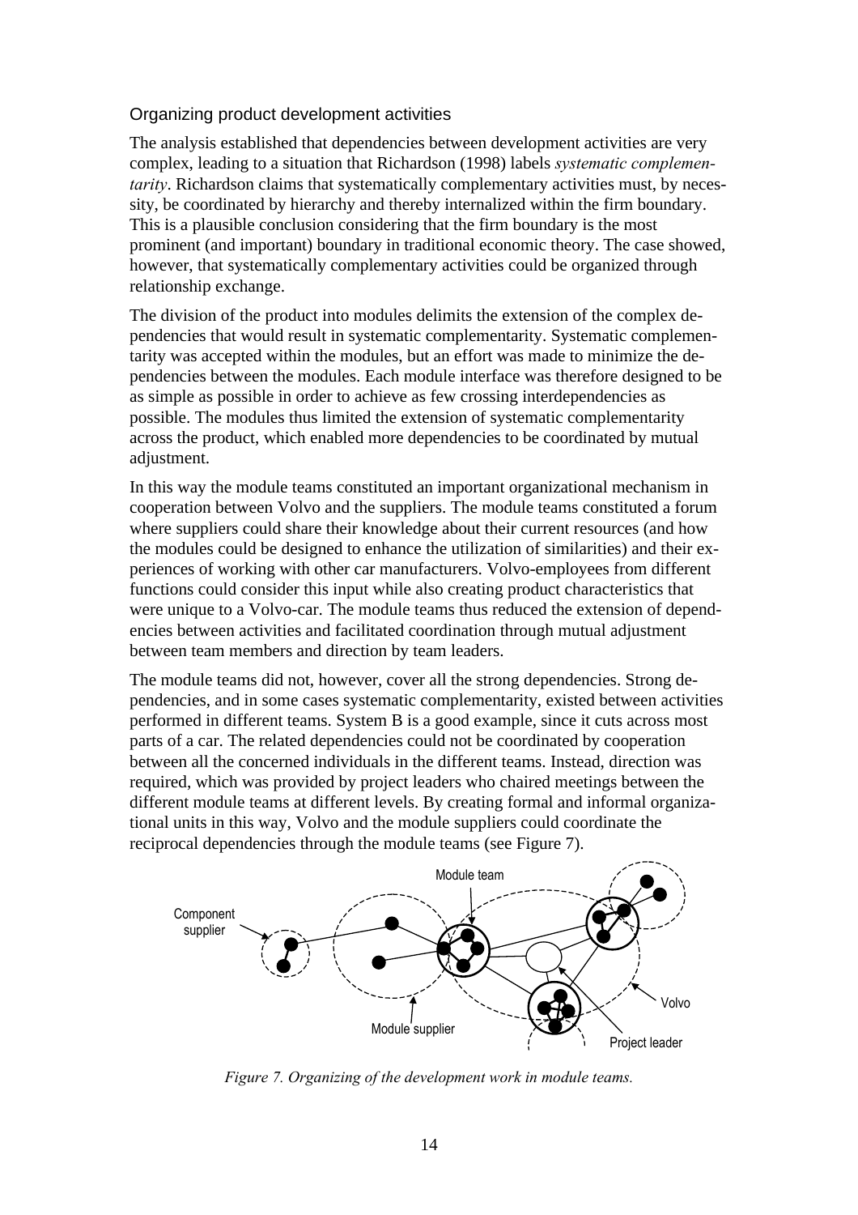## Organizing product development activities

The analysis established that dependencies between development activities are very complex, leading to a situation that Richardson (1998) labels *systematic complementarity*. Richardson claims that systematically complementary activities must, by necessity, be coordinated by hierarchy and thereby internalized within the firm boundary. This is a plausible conclusion considering that the firm boundary is the most prominent (and important) boundary in traditional economic theory. The case showed, however, that systematically complementary activities could be organized through relationship exchange.

The division of the product into modules delimits the extension of the complex dependencies that would result in systematic complementarity. Systematic complementarity was accepted within the modules, but an effort was made to minimize the dependencies between the modules. Each module interface was therefore designed to be as simple as possible in order to achieve as few crossing interdependencies as possible. The modules thus limited the extension of systematic complementarity across the product, which enabled more dependencies to be coordinated by mutual adjustment.

In this way the module teams constituted an important organizational mechanism in cooperation between Volvo and the suppliers. The module teams constituted a forum where suppliers could share their knowledge about their current resources (and how the modules could be designed to enhance the utilization of similarities) and their experiences of working with other car manufacturers. Volvo-employees from different functions could consider this input while also creating product characteristics that were unique to a Volvo-car. The module teams thus reduced the extension of dependencies between activities and facilitated coordination through mutual adjustment between team members and direction by team leaders.

The module teams did not, however, cover all the strong dependencies. Strong dependencies, and in some cases systematic complementarity, existed between activities performed in different teams. System B is a good example, since it cuts across most parts of a car. The related dependencies could not be coordinated by cooperation between all the concerned individuals in the different teams. Instead, direction was required, which was provided by project leaders who chaired meetings between the different module teams at different levels. By creating formal and informal organizational units in this way, Volvo and the module suppliers could coordinate the reciprocal dependencies through the module teams (see Figure 7).

*Figure 7. Organizing of the development work in module teams.*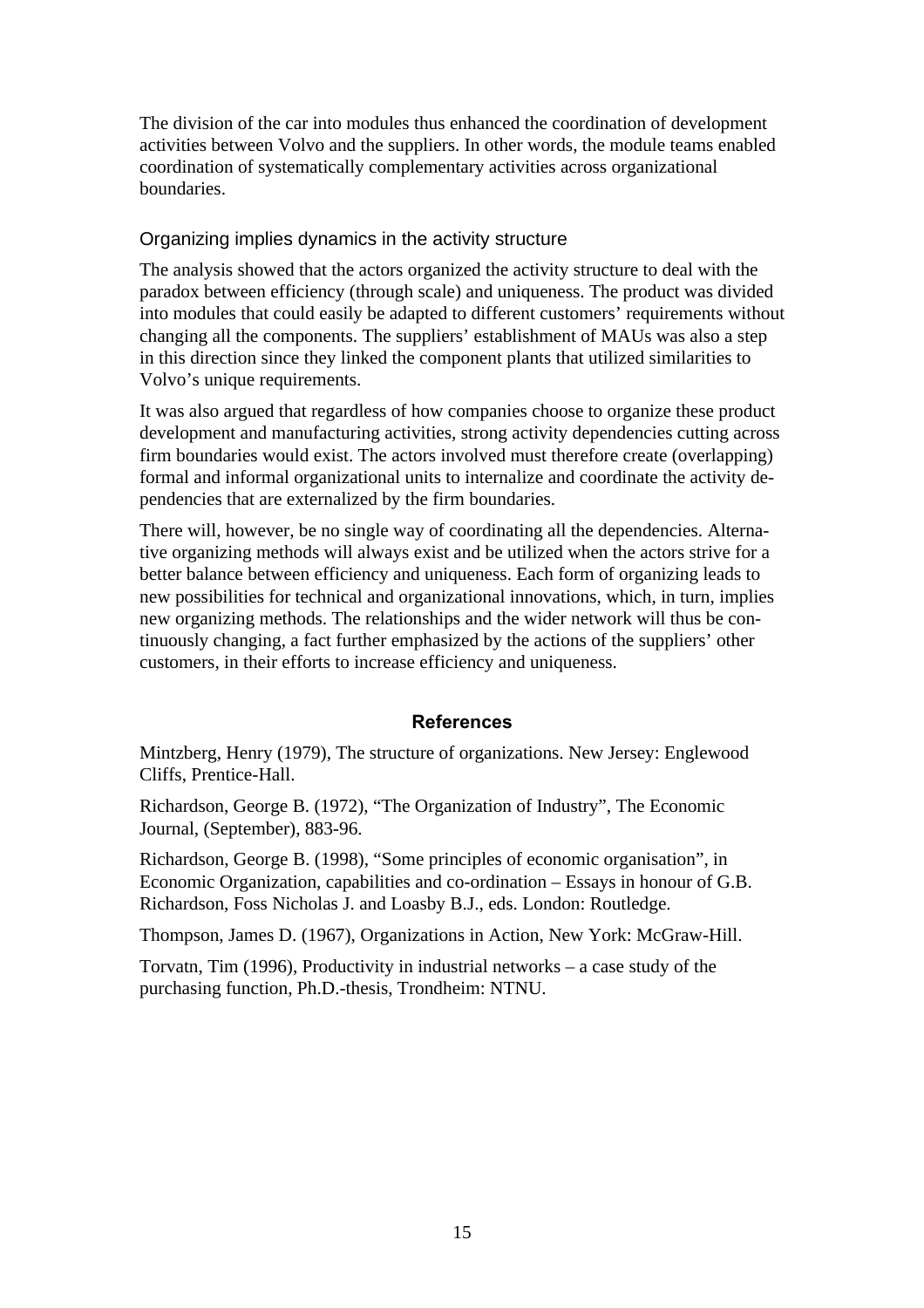The division of the car into modules thus enhanced the coordination of development activities between Volvo and the suppliers. In other words, the module teams enabled coordination of systematically complementary activities across organizational boundaries.

### Organizing implies dynamics in the activity structure

The analysis showed that the actors organized the activity structure to deal with the paradox between efficiency (through scale) and uniqueness. The product was divided into modules that could easily be adapted to different customers' requirements without changing all the components. The suppliers' establishment of MAUs was also a step in this direction since they linked the component plants that utilized similarities to Volvo's unique requirements.

It was also argued that regardless of how companies choose to organize these product development and manufacturing activities, strong activity dependencies cutting across firm boundaries would exist. The actors involved must therefore create (overlapping) formal and informal organizational units to internalize and coordinate the activity dependencies that are externalized by the firm boundaries.

There will, however, be no single way of coordinating all the dependencies. Alternative organizing methods will always exist and be utilized when the actors strive for a better balance between efficiency and uniqueness. Each form of organizing leads to new possibilities for technical and organizational innovations, which, in turn, implies new organizing methods. The relationships and the wider network will thus be continuously changing, a fact further emphasized by the actions of the suppliers' other customers, in their efforts to increase efficiency and uniqueness.

## References

Mintzberg, Henry (1979), The structure of organizations. New Jersey: Englewood Cliffs, Prentice-Hall.

Richardson, George B. (1972), "The Organization of Industry", The Economic Journal, (September), 883-96.

Richardson, George B. (1998), "Some principles of economic organisation", in Economic Organization, capabilities and co-ordination – Essays in honour of G.B. Richardson, Foss Nicholas J. and Loasby B.J., eds. London: Routledge.

Thompson, James D. (1967), Organizations in Action, New York: McGraw-Hill.

Torvatn, Tim (1996), Productivity in industrial networks – a case study of the purchasing function, Ph.D.-thesis, Trondheim: NTNU.